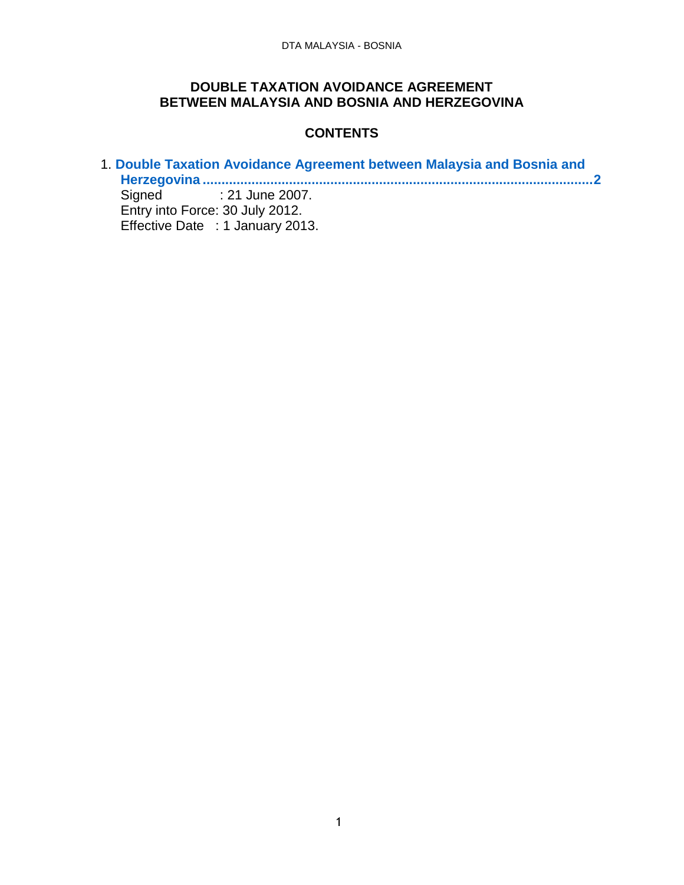# DOUBLE TAXATION AVOIDANCE AGREEMENT BETWEEN MALAYSIA AND BOSNIA AND HERZEGOVINA

## CONTENTS

1. **Double Taxation Avoidance Agreement between Malaysia and Bosnia and Herzegovina ........................................................................................................2**
   Signed : 21 June 2007.
   Entry into Force: 30 July 2012.
   Effective Date : 1 January 2013.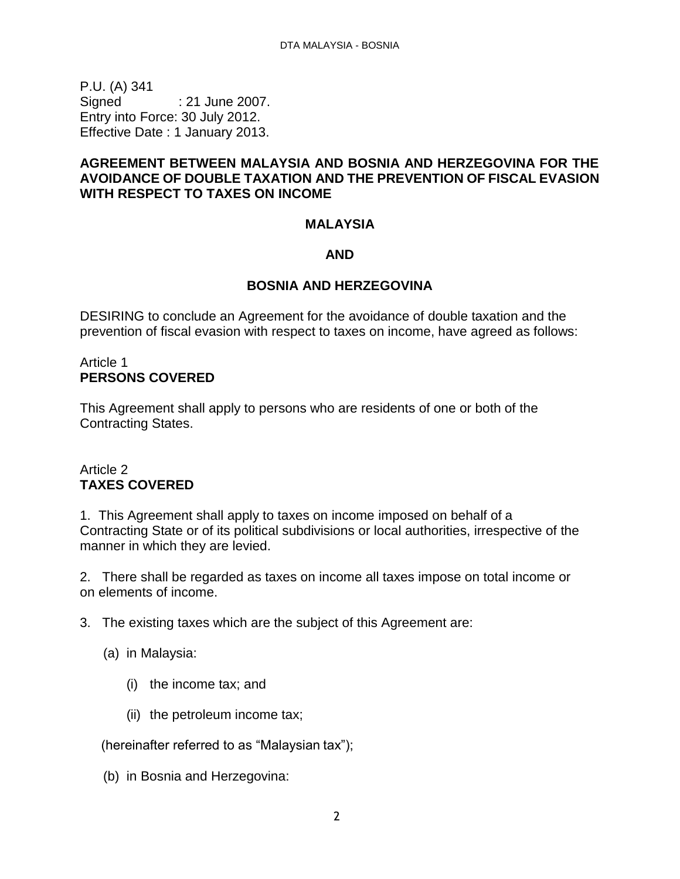P.U. (A) 341
Signed : 21 June 2007.
Entry into Force: 30 July 2012.
Effective Date : 1 January 2013.

**AGREEMENT BETWEEN MALAYSIA AND BOSNIA AND HERZEGOVINA FOR THE AVOIDANCE OF DOUBLE TAXATION AND THE PREVENTION OF FISCAL EVASION WITH RESPECT TO TAXES ON INCOME**

**MALAYSIA**

**AND**

**BOSNIA AND HERZEGOVINA**

DESIRING to conclude an Agreement for the avoidance of double taxation and the prevention of fiscal evasion with respect to taxes on income, have agreed as follows:

Article 1
**PERSONS COVERED**

This Agreement shall apply to persons who are residents of one or both of the Contracting States.

Article 2
**TAXES COVERED**

1. This Agreement shall apply to taxes on income imposed on behalf of a Contracting State or of its political subdivisions or local authorities, irrespective of the manner in which they are levied.

2. There shall be regarded as taxes on income all taxes impose on total income or on elements of income.

3. The existing taxes which are the subject of this Agreement are:

(a) in Malaysia:

(i) the income tax; and

(ii) the petroleum income tax;

(hereinafter referred to as "Malaysian tax");

(b) in Bosnia and Herzegovina: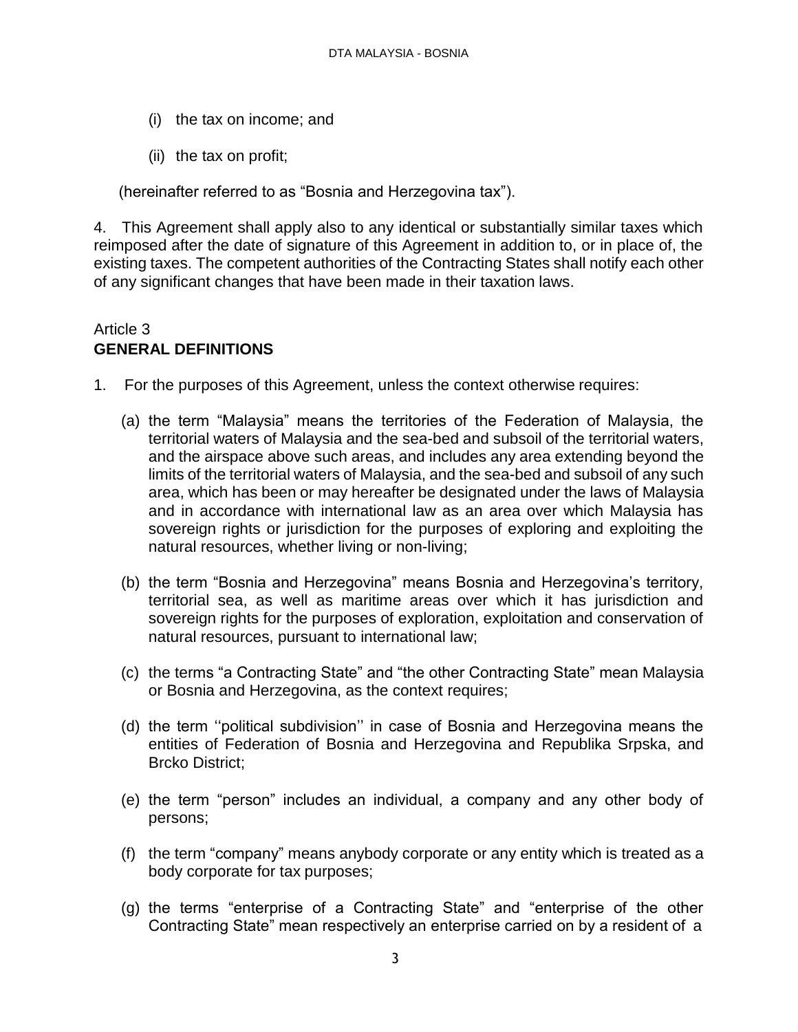(i) the tax on income; and

(ii) the tax on profit;

(hereinafter referred to as "Bosnia and Herzegovina tax").

4. This Agreement shall apply also to any identical or substantially similar taxes which reimposed after the date of signature of this Agreement in addition to, or in place of, the existing taxes. The competent authorities of the Contracting States shall notify each other of any significant changes that have been made in their taxation laws.

Article 3
**GENERAL DEFINITIONS**

1. For the purposes of this Agreement, unless the context otherwise requires:

(a) the term "Malaysia" means the territories of the Federation of Malaysia, the territorial waters of Malaysia and the sea-bed and subsoil of the territorial waters, and the airspace above such areas, and includes any area extending beyond the limits of the territorial waters of Malaysia, and the sea-bed and subsoil of any such area, which has been or may hereafter be designated under the laws of Malaysia and in accordance with international law as an area over which Malaysia has sovereign rights or jurisdiction for the purposes of exploring and exploiting the natural resources, whether living or non-living;

(b) the term "Bosnia and Herzegovina" means Bosnia and Herzegovina's territory, territorial sea, as well as maritime areas over which it has jurisdiction and sovereign rights for the purposes of exploration, exploitation and conservation of natural resources, pursuant to international law;

(c) the terms "a Contracting State" and "the other Contracting State" mean Malaysia or Bosnia and Herzegovina, as the context requires;

(d) the term ''political subdivision'' in case of Bosnia and Herzegovina means the entities of Federation of Bosnia and Herzegovina and Republika Srpska, and Brcko District;

(e) the term "person" includes an individual, a company and any other body of persons;

(f) the term "company" means anybody corporate or any entity which is treated as a body corporate for tax purposes;

(g) the terms "enterprise of a Contracting State" and "enterprise of the other Contracting State" mean respectively an enterprise carried on by a resident of a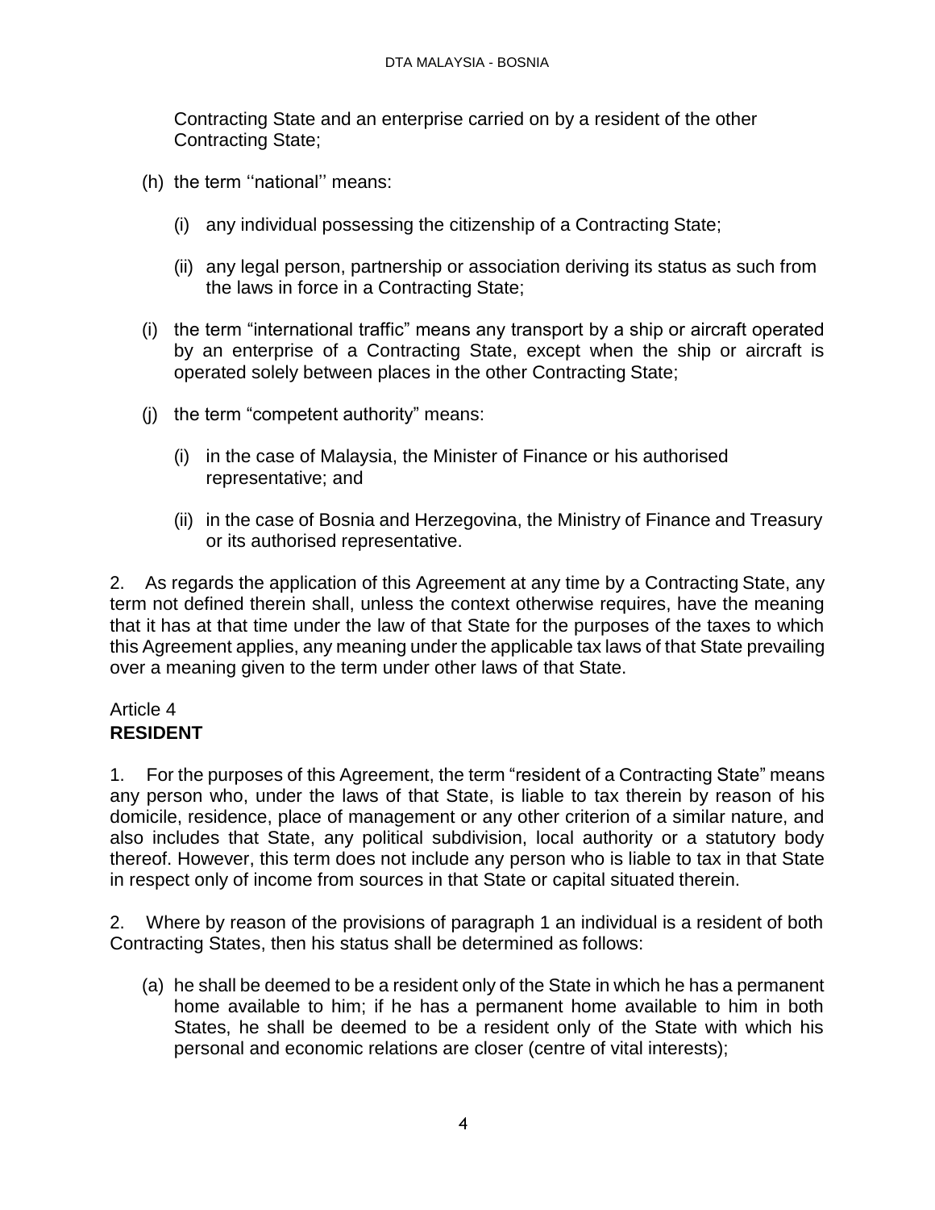Contracting State and an enterprise carried on by a resident of the other Contracting State;

(h) the term ''national'' means:

   (i) any individual possessing the citizenship of a Contracting State;

   (ii) any legal person, partnership or association deriving its status as such from the laws in force in a Contracting State;

(i) the term “international traffic” means any transport by a ship or aircraft operated by an enterprise of a Contracting State, except when the ship or aircraft is operated solely between places in the other Contracting State;

(j) the term “competent authority” means:

   (i) in the case of Malaysia, the Minister of Finance or his authorised representative; and

   (ii) in the case of Bosnia and Herzegovina, the Ministry of Finance and Treasury or its authorised representative.

2. As regards the application of this Agreement at any time by a Contracting State, any term not defined therein shall, unless the context otherwise requires, have the meaning that it has at that time under the law of that State for the purposes of the taxes to which this Agreement applies, any meaning under the applicable tax laws of that State prevailing over a meaning given to the term under other laws of that State.

## Article 4
## **RESIDENT**

1. For the purposes of this Agreement, the term “resident of a Contracting State” means any person who, under the laws of that State, is liable to tax therein by reason of his domicile, residence, place of management or any other criterion of a similar nature, and also includes that State, any political subdivision, local authority or a statutory body thereof. However, this term does not include any person who is liable to tax in that State in respect only of income from sources in that State or capital situated therein.

2. Where by reason of the provisions of paragraph 1 an individual is a resident of both Contracting States, then his status shall be determined as follows:

(a) he shall be deemed to be a resident only of the State in which he has a permanent home available to him; if he has a permanent home available to him in both States, he shall be deemed to be a resident only of the State with which his personal and economic relations are closer (centre of vital interests);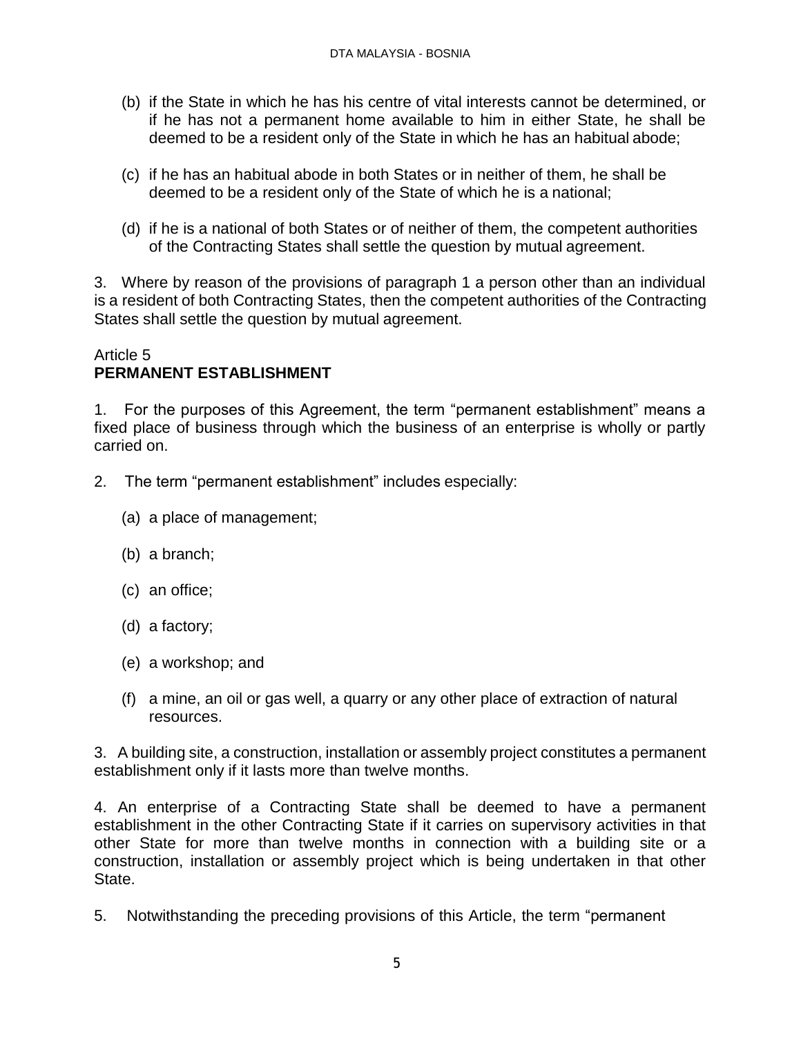(b) if the State in which he has his centre of vital interests cannot be determined, or if he has not a permanent home available to him in either State, he shall be deemed to be a resident only of the State in which he has an habitual abode;

(c) if he has an habitual abode in both States or in neither of them, he shall be deemed to be a resident only of the State of which he is a national;

(d) if he is a national of both States or of neither of them, the competent authorities of the Contracting States shall settle the question by mutual agreement.

3. Where by reason of the provisions of paragraph 1 a person other than an individual is a resident of both Contracting States, then the competent authorities of the Contracting States shall settle the question by mutual agreement.

## Article 5
## PERMANENT ESTABLISHMENT

1. For the purposes of this Agreement, the term "permanent establishment" means a fixed place of business through which the business of an enterprise is wholly or partly carried on.

2. The term "permanent establishment" includes especially:

(a) a place of management;

(b) a branch;

(c) an office;

(d) a factory;

(e) a workshop; and

(f) a mine, an oil or gas well, a quarry or any other place of extraction of natural resources.

3. A building site, a construction, installation or assembly project constitutes a permanent establishment only if it lasts more than twelve months.

4. An enterprise of a Contracting State shall be deemed to have a permanent establishment in the other Contracting State if it carries on supervisory activities in that other State for more than twelve months in connection with a building site or a construction, installation or assembly project which is being undertaken in that other State.

5. Notwithstanding the preceding provisions of this Article, the term "permanent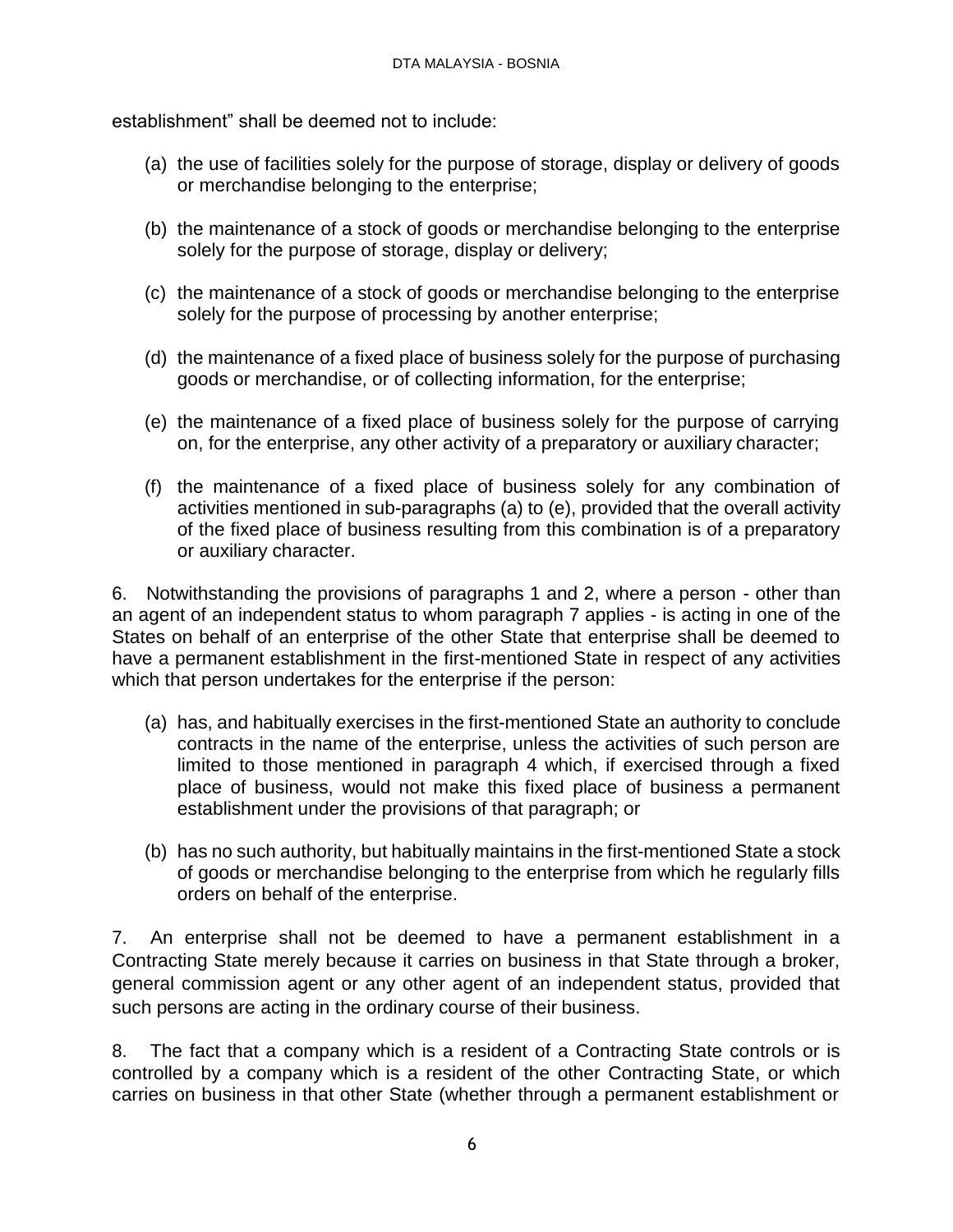establishment" shall be deemed not to include:

(a) the use of facilities solely for the purpose of storage, display or delivery of goods or merchandise belonging to the enterprise;

(b) the maintenance of a stock of goods or merchandise belonging to the enterprise solely for the purpose of storage, display or delivery;

(c) the maintenance of a stock of goods or merchandise belonging to the enterprise solely for the purpose of processing by another enterprise;

(d) the maintenance of a fixed place of business solely for the purpose of purchasing goods or merchandise, or of collecting information, for the enterprise;

(e) the maintenance of a fixed place of business solely for the purpose of carrying on, for the enterprise, any other activity of a preparatory or auxiliary character;

(f) the maintenance of a fixed place of business solely for any combination of activities mentioned in sub-paragraphs (a) to (e), provided that the overall activity of the fixed place of business resulting from this combination is of a preparatory or auxiliary character.

6. Notwithstanding the provisions of paragraphs 1 and 2, where a person - other than an agent of an independent status to whom paragraph 7 applies - is acting in one of the States on behalf of an enterprise of the other State that enterprise shall be deemed to have a permanent establishment in the first-mentioned State in respect of any activities which that person undertakes for the enterprise if the person:

(a) has, and habitually exercises in the first-mentioned State an authority to conclude contracts in the name of the enterprise, unless the activities of such person are limited to those mentioned in paragraph 4 which, if exercised through a fixed place of business, would not make this fixed place of business a permanent establishment under the provisions of that paragraph; or

(b) has no such authority, but habitually maintains in the first-mentioned State a stock of goods or merchandise belonging to the enterprise from which he regularly fills orders on behalf of the enterprise.

7. An enterprise shall not be deemed to have a permanent establishment in a Contracting State merely because it carries on business in that State through a broker, general commission agent or any other agent of an independent status, provided that such persons are acting in the ordinary course of their business.

8. The fact that a company which is a resident of a Contracting State controls or is controlled by a company which is a resident of the other Contracting State, or which carries on business in that other State (whether through a permanent establishment or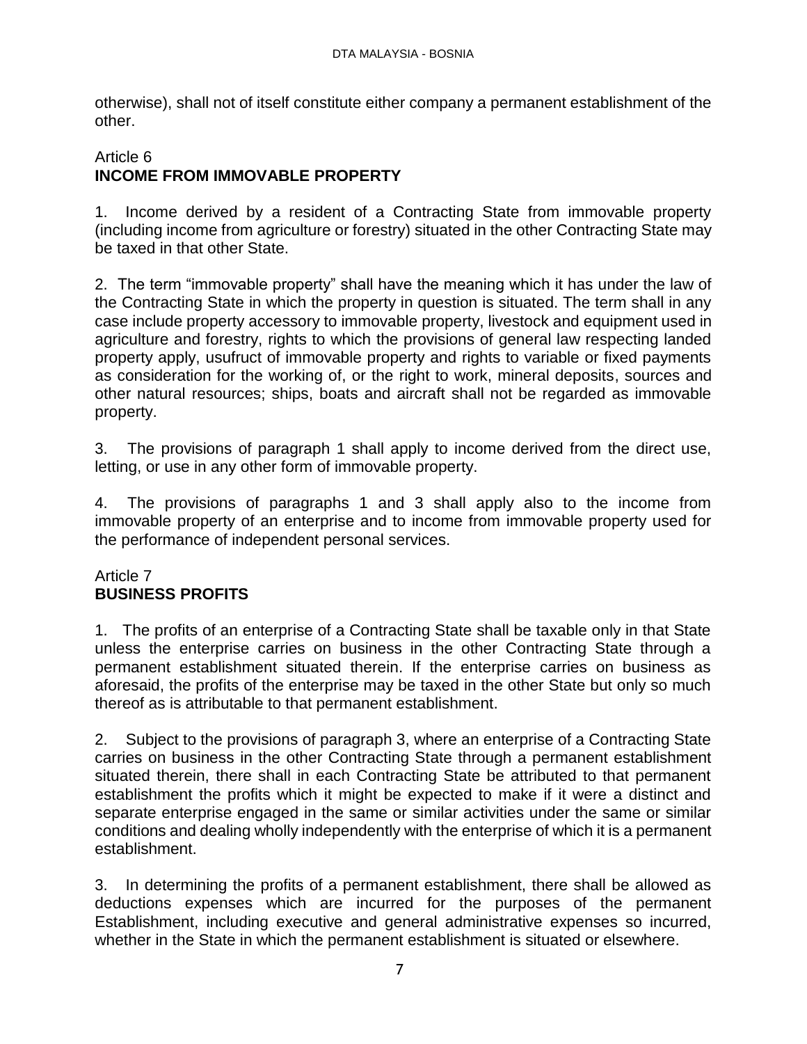otherwise), shall not of itself constitute either company a permanent establishment of the other.

## Article 6
## **INCOME FROM IMMOVABLE PROPERTY**

1. Income derived by a resident of a Contracting State from immovable property (including income from agriculture or forestry) situated in the other Contracting State may be taxed in that other State.

2. The term "immovable property" shall have the meaning which it has under the law of the Contracting State in which the property in question is situated. The term shall in any case include property accessory to immovable property, livestock and equipment used in agriculture and forestry, rights to which the provisions of general law respecting landed property apply, usufruct of immovable property and rights to variable or fixed payments as consideration for the working of, or the right to work, mineral deposits, sources and other natural resources; ships, boats and aircraft shall not be regarded as immovable property.

3. The provisions of paragraph 1 shall apply to income derived from the direct use, letting, or use in any other form of immovable property.

4. The provisions of paragraphs 1 and 3 shall apply also to the income from immovable property of an enterprise and to income from immovable property used for the performance of independent personal services.

## Article 7
## **BUSINESS PROFITS**

1. The profits of an enterprise of a Contracting State shall be taxable only in that State unless the enterprise carries on business in the other Contracting State through a permanent establishment situated therein. If the enterprise carries on business as aforesaid, the profits of the enterprise may be taxed in the other State but only so much thereof as is attributable to that permanent establishment.

2. Subject to the provisions of paragraph 3, where an enterprise of a Contracting State carries on business in the other Contracting State through a permanent establishment situated therein, there shall in each Contracting State be attributed to that permanent establishment the profits which it might be expected to make if it were a distinct and separate enterprise engaged in the same or similar activities under the same or similar conditions and dealing wholly independently with the enterprise of which it is a permanent establishment.

3. In determining the profits of a permanent establishment, there shall be allowed as deductions expenses which are incurred for the purposes of the permanent Establishment, including executive and general administrative expenses so incurred, whether in the State in which the permanent establishment is situated or elsewhere.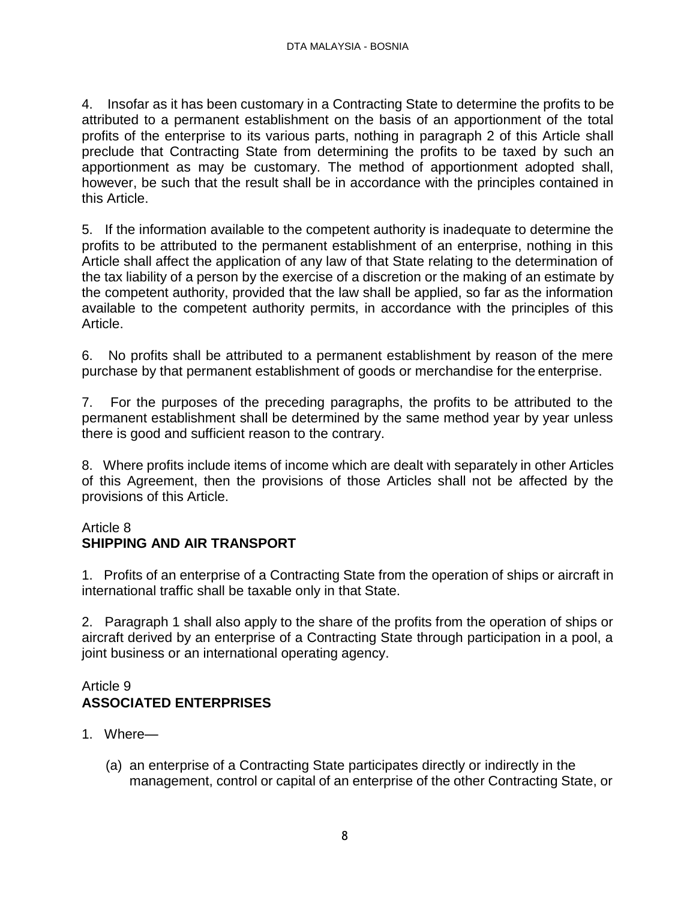4. Insofar as it has been customary in a Contracting State to determine the profits to be attributed to a permanent establishment on the basis of an apportionment of the total profits of the enterprise to its various parts, nothing in paragraph 2 of this Article shall preclude that Contracting State from determining the profits to be taxed by such an apportionment as may be customary. The method of apportionment adopted shall, however, be such that the result shall be in accordance with the principles contained in this Article.

5. If the information available to the competent authority is inadequate to determine the profits to be attributed to the permanent establishment of an enterprise, nothing in this Article shall affect the application of any law of that State relating to the determination of the tax liability of a person by the exercise of a discretion or the making of an estimate by the competent authority, provided that the law shall be applied, so far as the information available to the competent authority permits, in accordance with the principles of this Article.

6. No profits shall be attributed to a permanent establishment by reason of the mere purchase by that permanent establishment of goods or merchandise for the enterprise.

7. For the purposes of the preceding paragraphs, the profits to be attributed to the permanent establishment shall be determined by the same method year by year unless there is good and sufficient reason to the contrary.

8. Where profits include items of income which are dealt with separately in other Articles of this Agreement, then the provisions of those Articles shall not be affected by the provisions of this Article.

## Article 8
## SHIPPING AND AIR TRANSPORT

1. Profits of an enterprise of a Contracting State from the operation of ships or aircraft in international traffic shall be taxable only in that State.

2. Paragraph 1 shall also apply to the share of the profits from the operation of ships or aircraft derived by an enterprise of a Contracting State through participation in a pool, a joint business or an international operating agency.

## Article 9
## ASSOCIATED ENTERPRISES

1. Where—

   (a) an enterprise of a Contracting State participates directly or indirectly in the management, control or capital of an enterprise of the other Contracting State, or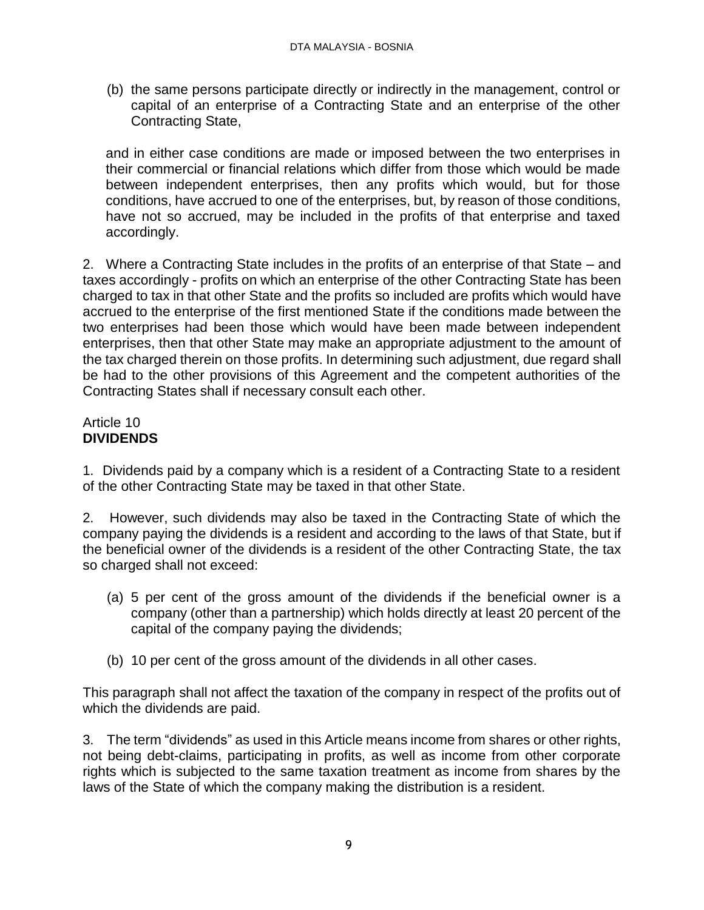(b) the same persons participate directly or indirectly in the management, control or capital of an enterprise of a Contracting State and an enterprise of the other Contracting State,

and in either case conditions are made or imposed between the two enterprises in their commercial or financial relations which differ from those which would be made between independent enterprises, then any profits which would, but for those conditions, have accrued to one of the enterprises, but, by reason of those conditions, have not so accrued, may be included in the profits of that enterprise and taxed accordingly.

2. Where a Contracting State includes in the profits of an enterprise of that State – and taxes accordingly - profits on which an enterprise of the other Contracting State has been charged to tax in that other State and the profits so included are profits which would have accrued to the enterprise of the first mentioned State if the conditions made between the two enterprises had been those which would have been made between independent enterprises, then that other State may make an appropriate adjustment to the amount of the tax charged therein on those profits. In determining such adjustment, due regard shall be had to the other provisions of this Agreement and the competent authorities of the Contracting States shall if necessary consult each other.

## Article 10
## **DIVIDENDS**

1. Dividends paid by a company which is a resident of a Contracting State to a resident of the other Contracting State may be taxed in that other State.

2. However, such dividends may also be taxed in the Contracting State of which the company paying the dividends is a resident and according to the laws of that State, but if the beneficial owner of the dividends is a resident of the other Contracting State, the tax so charged shall not exceed:

(a) 5 per cent of the gross amount of the dividends if the beneficial owner is a company (other than a partnership) which holds directly at least 20 percent of the capital of the company paying the dividends;

(b) 10 per cent of the gross amount of the dividends in all other cases.

This paragraph shall not affect the taxation of the company in respect of the profits out of which the dividends are paid.

3. The term "dividends" as used in this Article means income from shares or other rights, not being debt-claims, participating in profits, as well as income from other corporate rights which is subjected to the same taxation treatment as income from shares by the laws of the State of which the company making the distribution is a resident.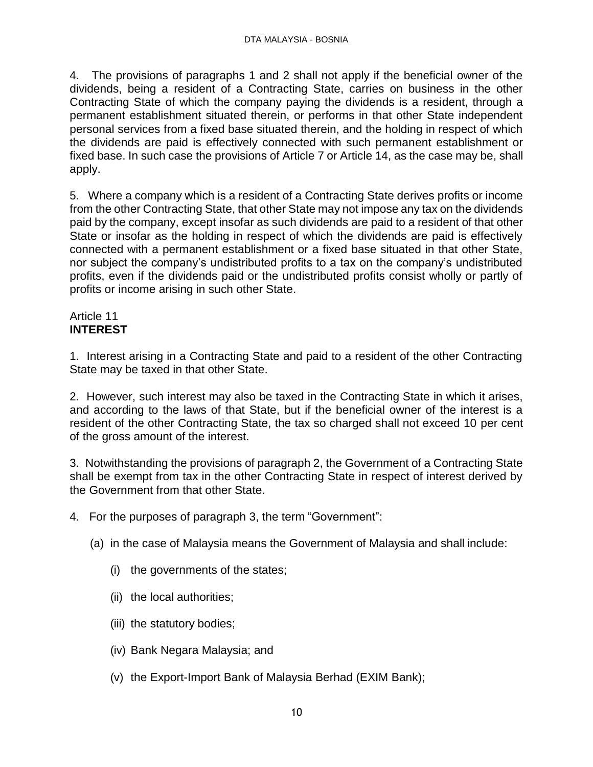4. The provisions of paragraphs 1 and 2 shall not apply if the beneficial owner of the dividends, being a resident of a Contracting State, carries on business in the other Contracting State of which the company paying the dividends is a resident, through a permanent establishment situated therein, or performs in that other State independent personal services from a fixed base situated therein, and the holding in respect of which the dividends are paid is effectively connected with such permanent establishment or fixed base. In such case the provisions of Article 7 or Article 14, as the case may be, shall apply.

5. Where a company which is a resident of a Contracting State derives profits or income from the other Contracting State, that other State may not impose any tax on the dividends paid by the company, except insofar as such dividends are paid to a resident of that other State or insofar as the holding in respect of which the dividends are paid is effectively connected with a permanent establishment or a fixed base situated in that other State, nor subject the company's undistributed profits to a tax on the company's undistributed profits, even if the dividends paid or the undistributed profits consist wholly or partly of profits or income arising in such other State.

## Article 11
**INTEREST**

1. Interest arising in a Contracting State and paid to a resident of the other Contracting State may be taxed in that other State.

2. However, such interest may also be taxed in the Contracting State in which it arises, and according to the laws of that State, but if the beneficial owner of the interest is a resident of the other Contracting State, the tax so charged shall not exceed 10 per cent of the gross amount of the interest.

3. Notwithstanding the provisions of paragraph 2, the Government of a Contracting State shall be exempt from tax in the other Contracting State in respect of interest derived by the Government from that other State.

4. For the purposes of paragraph 3, the term "Government":

   (a) in the case of Malaysia means the Government of Malaysia and shall include:

      (i) the governments of the states;

      (ii) the local authorities;

      (iii) the statutory bodies;

      (iv) Bank Negara Malaysia; and

      (v) the Export-Import Bank of Malaysia Berhad (EXIM Bank);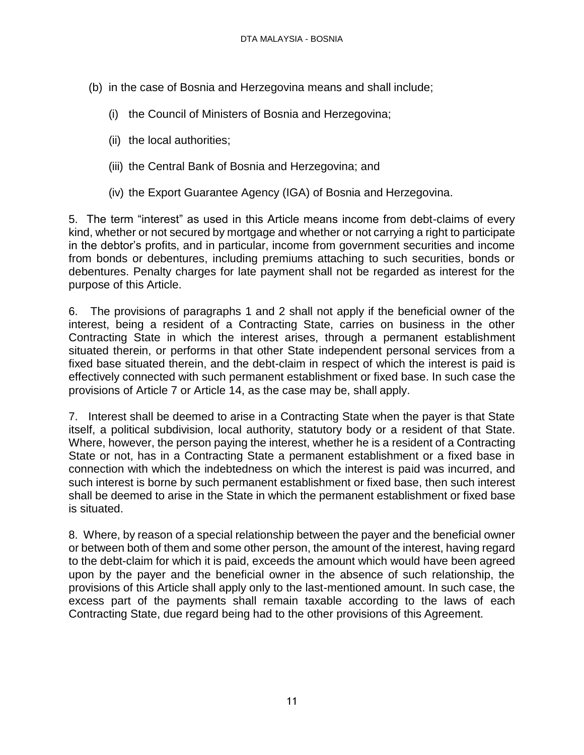(b) in the case of Bosnia and Herzegovina means and shall include;

(i) the Council of Ministers of Bosnia and Herzegovina;

(ii) the local authorities;

(iii) the Central Bank of Bosnia and Herzegovina; and

(iv) the Export Guarantee Agency (IGA) of Bosnia and Herzegovina.

5. The term "interest" as used in this Article means income from debt-claims of every kind, whether or not secured by mortgage and whether or not carrying a right to participate in the debtor's profits, and in particular, income from government securities and income from bonds or debentures, including premiums attaching to such securities, bonds or debentures. Penalty charges for late payment shall not be regarded as interest for the purpose of this Article.

6. The provisions of paragraphs 1 and 2 shall not apply if the beneficial owner of the interest, being a resident of a Contracting State, carries on business in the other Contracting State in which the interest arises, through a permanent establishment situated therein, or performs in that other State independent personal services from a fixed base situated therein, and the debt-claim in respect of which the interest is paid is effectively connected with such permanent establishment or fixed base. In such case the provisions of Article 7 or Article 14, as the case may be, shall apply.

7. Interest shall be deemed to arise in a Contracting State when the payer is that State itself, a political subdivision, local authority, statutory body or a resident of that State. Where, however, the person paying the interest, whether he is a resident of a Contracting State or not, has in a Contracting State a permanent establishment or a fixed base in connection with which the indebtedness on which the interest is paid was incurred, and such interest is borne by such permanent establishment or fixed base, then such interest shall be deemed to arise in the State in which the permanent establishment or fixed base is situated.

8. Where, by reason of a special relationship between the payer and the beneficial owner or between both of them and some other person, the amount of the interest, having regard to the debt-claim for which it is paid, exceeds the amount which would have been agreed upon by the payer and the beneficial owner in the absence of such relationship, the provisions of this Article shall apply only to the last-mentioned amount. In such case, the excess part of the payments shall remain taxable according to the laws of each Contracting State, due regard being had to the other provisions of this Agreement.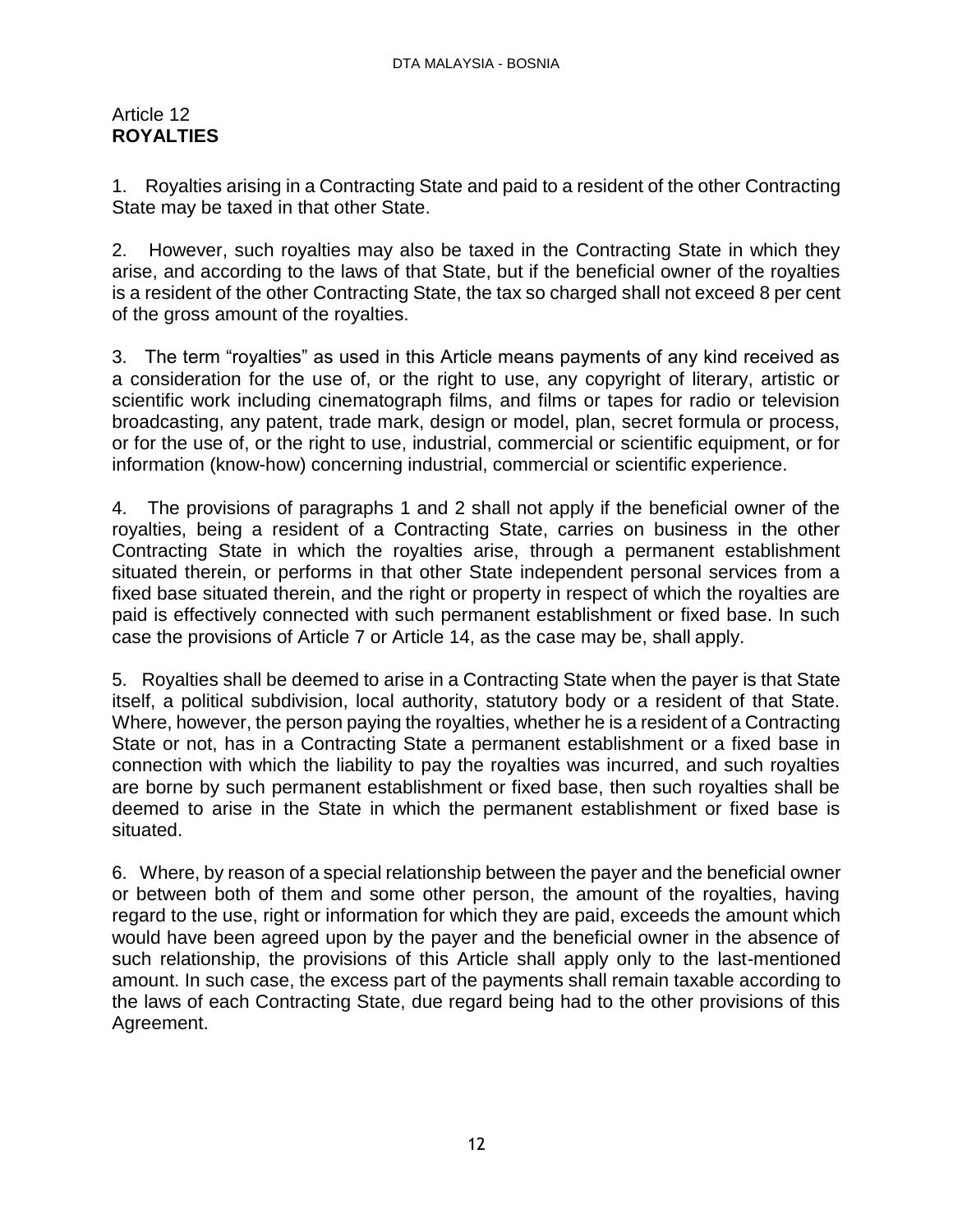## Article 12
## **ROYALTIES**

1. Royalties arising in a Contracting State and paid to a resident of the other Contracting State may be taxed in that other State.

2. However, such royalties may also be taxed in the Contracting State in which they arise, and according to the laws of that State, but if the beneficial owner of the royalties is a resident of the other Contracting State, the tax so charged shall not exceed 8 per cent of the gross amount of the royalties.

3. The term "royalties" as used in this Article means payments of any kind received as a consideration for the use of, or the right to use, any copyright of literary, artistic or scientific work including cinematograph films, and films or tapes for radio or television broadcasting, any patent, trade mark, design or model, plan, secret formula or process, or for the use of, or the right to use, industrial, commercial or scientific equipment, or for information (know-how) concerning industrial, commercial or scientific experience.

4. The provisions of paragraphs 1 and 2 shall not apply if the beneficial owner of the royalties, being a resident of a Contracting State, carries on business in the other Contracting State in which the royalties arise, through a permanent establishment situated therein, or performs in that other State independent personal services from a fixed base situated therein, and the right or property in respect of which the royalties are paid is effectively connected with such permanent establishment or fixed base. In such case the provisions of Article 7 or Article 14, as the case may be, shall apply.

5. Royalties shall be deemed to arise in a Contracting State when the payer is that State itself, a political subdivision, local authority, statutory body or a resident of that State. Where, however, the person paying the royalties, whether he is a resident of a Contracting State or not, has in a Contracting State a permanent establishment or a fixed base in connection with which the liability to pay the royalties was incurred, and such royalties are borne by such permanent establishment or fixed base, then such royalties shall be deemed to arise in the State in which the permanent establishment or fixed base is situated.

6. Where, by reason of a special relationship between the payer and the beneficial owner or between both of them and some other person, the amount of the royalties, having regard to the use, right or information for which they are paid, exceeds the amount which would have been agreed upon by the payer and the beneficial owner in the absence of such relationship, the provisions of this Article shall apply only to the last-mentioned amount. In such case, the excess part of the payments shall remain taxable according to the laws of each Contracting State, due regard being had to the other provisions of this Agreement.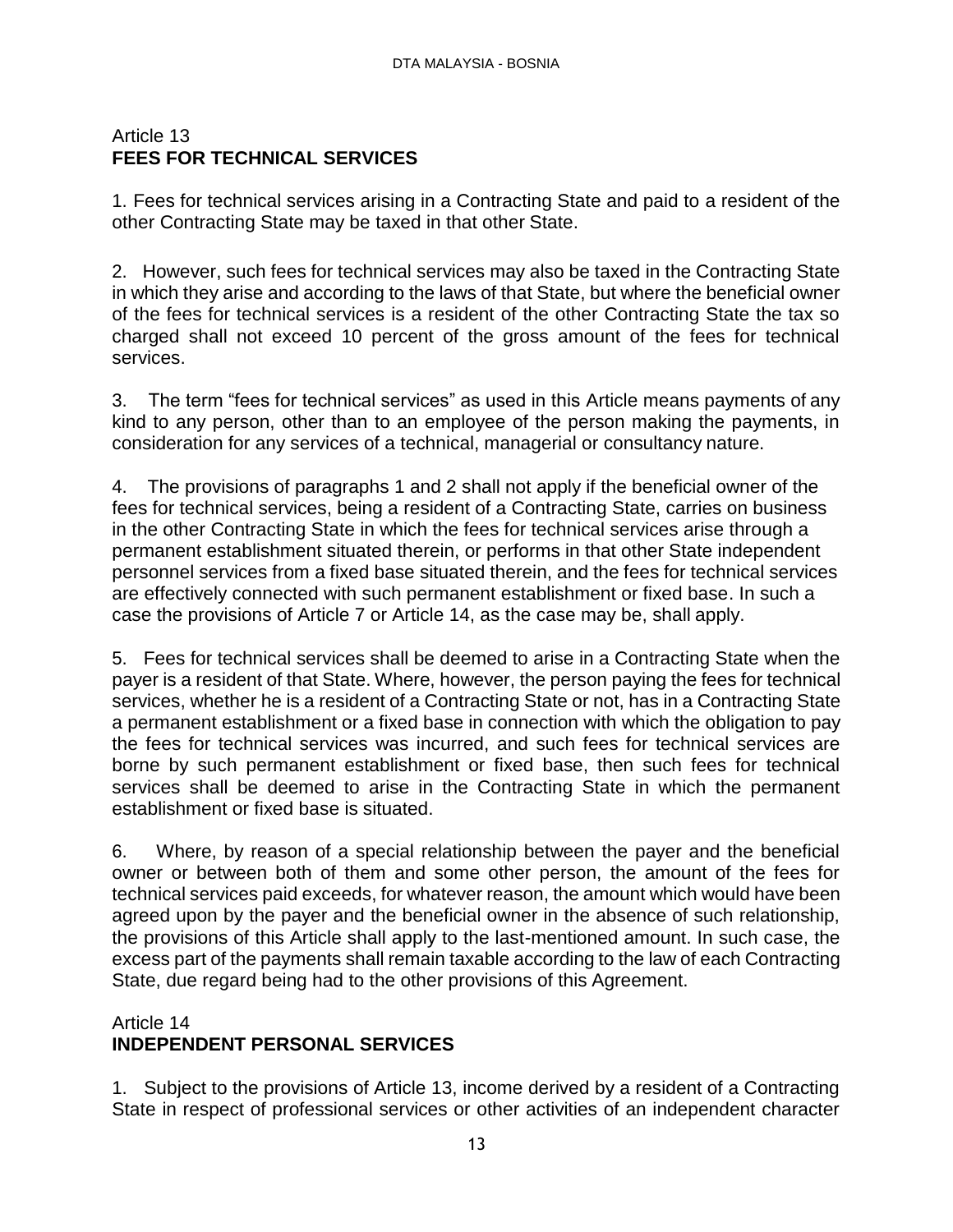## Article 13
## FEES FOR TECHNICAL SERVICES

1. Fees for technical services arising in a Contracting State and paid to a resident of the other Contracting State may be taxed in that other State.

2. However, such fees for technical services may also be taxed in the Contracting State in which they arise and according to the laws of that State, but where the beneficial owner of the fees for technical services is a resident of the other Contracting State the tax so charged shall not exceed 10 percent of the gross amount of the fees for technical services.

3. The term "fees for technical services" as used in this Article means payments of any kind to any person, other than to an employee of the person making the payments, in consideration for any services of a technical, managerial or consultancy nature.

4. The provisions of paragraphs 1 and 2 shall not apply if the beneficial owner of the fees for technical services, being a resident of a Contracting State, carries on business in the other Contracting State in which the fees for technical services arise through a permanent establishment situated therein, or performs in that other State independent personnel services from a fixed base situated therein, and the fees for technical services are effectively connected with such permanent establishment or fixed base. In such a case the provisions of Article 7 or Article 14, as the case may be, shall apply.

5. Fees for technical services shall be deemed to arise in a Contracting State when the payer is a resident of that State. Where, however, the person paying the fees for technical services, whether he is a resident of a Contracting State or not, has in a Contracting State a permanent establishment or a fixed base in connection with which the obligation to pay the fees for technical services was incurred, and such fees for technical services are borne by such permanent establishment or fixed base, then such fees for technical services shall be deemed to arise in the Contracting State in which the permanent establishment or fixed base is situated.

6. Where, by reason of a special relationship between the payer and the beneficial owner or between both of them and some other person, the amount of the fees for technical services paid exceeds, for whatever reason, the amount which would have been agreed upon by the payer and the beneficial owner in the absence of such relationship, the provisions of this Article shall apply to the last-mentioned amount. In such case, the excess part of the payments shall remain taxable according to the law of each Contracting State, due regard being had to the other provisions of this Agreement.

## Article 14
## INDEPENDENT PERSONAL SERVICES

1. Subject to the provisions of Article 13, income derived by a resident of a Contracting State in respect of professional services or other activities of an independent character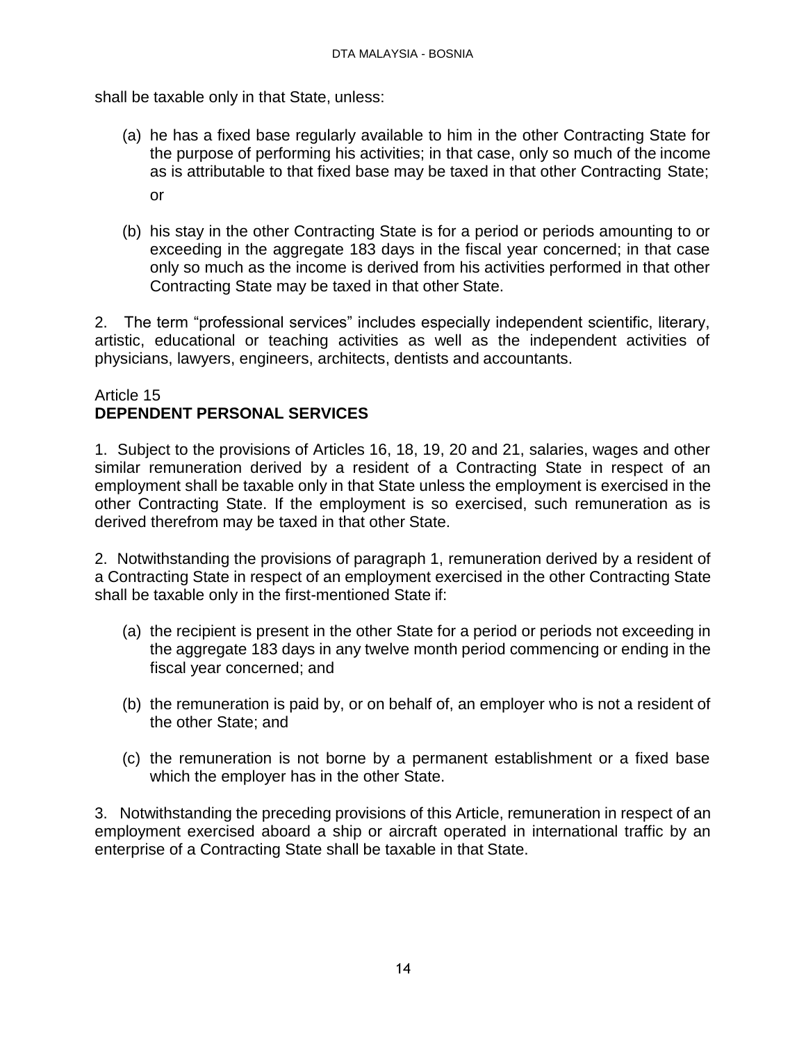shall be taxable only in that State, unless:

(a) he has a fixed base regularly available to him in the other Contracting State for the purpose of performing his activities; in that case, only so much of the income as is attributable to that fixed base may be taxed in that other Contracting State; or

(b) his stay in the other Contracting State is for a period or periods amounting to or exceeding in the aggregate 183 days in the fiscal year concerned; in that case only so much as the income is derived from his activities performed in that other Contracting State may be taxed in that other State.

2. The term "professional services" includes especially independent scientific, literary, artistic, educational or teaching activities as well as the independent activities of physicians, lawyers, engineers, architects, dentists and accountants.

## Article 15
## **DEPENDENT PERSONAL SERVICES**

1. Subject to the provisions of Articles 16, 18, 19, 20 and 21, salaries, wages and other similar remuneration derived by a resident of a Contracting State in respect of an employment shall be taxable only in that State unless the employment is exercised in the other Contracting State. If the employment is so exercised, such remuneration as is derived therefrom may be taxed in that other State.

2. Notwithstanding the provisions of paragraph 1, remuneration derived by a resident of a Contracting State in respect of an employment exercised in the other Contracting State shall be taxable only in the first-mentioned State if:

(a) the recipient is present in the other State for a period or periods not exceeding in the aggregate 183 days in any twelve month period commencing or ending in the fiscal year concerned; and

(b) the remuneration is paid by, or on behalf of, an employer who is not a resident of the other State; and

(c) the remuneration is not borne by a permanent establishment or a fixed base which the employer has in the other State.

3. Notwithstanding the preceding provisions of this Article, remuneration in respect of an employment exercised aboard a ship or aircraft operated in international traffic by an enterprise of a Contracting State shall be taxable in that State.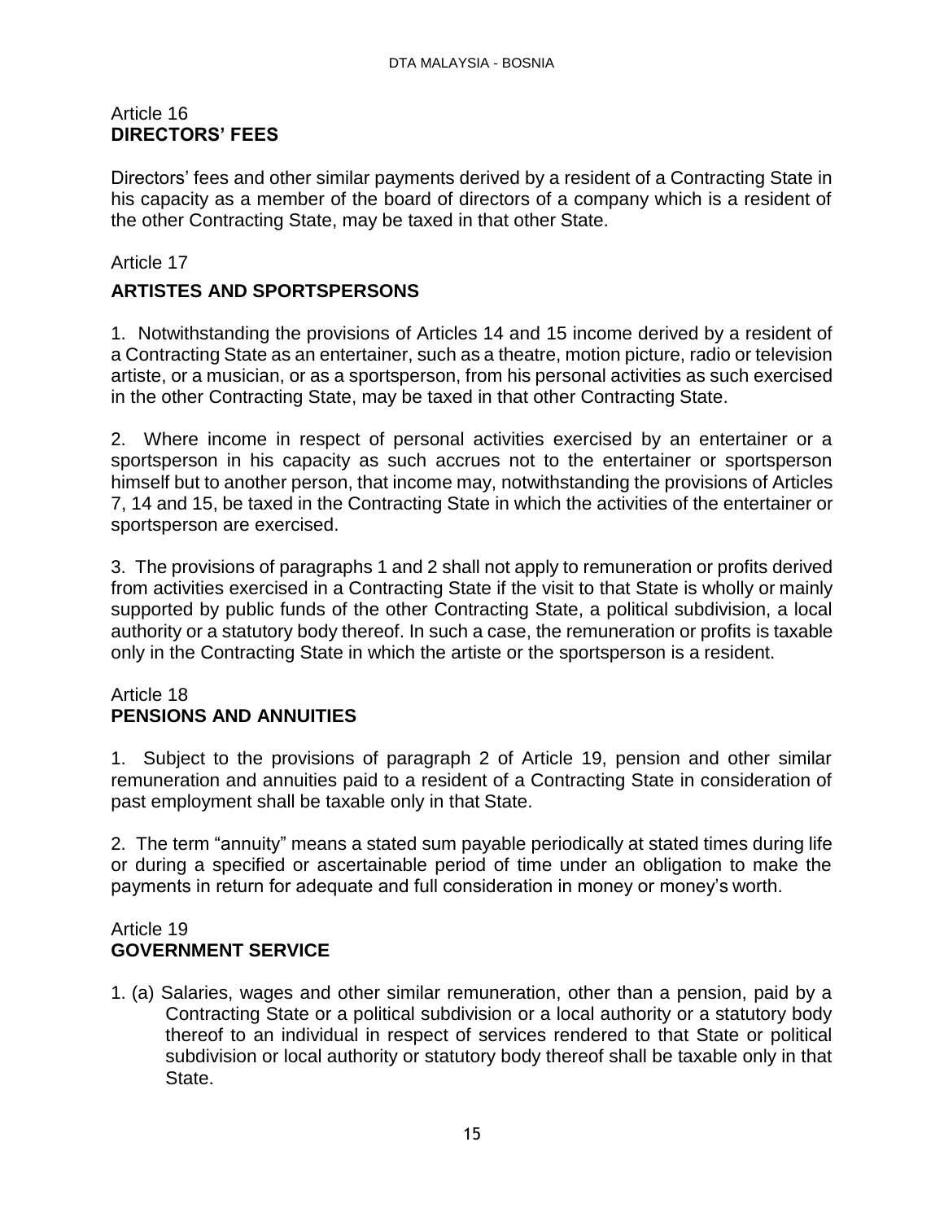## Article 16
## DIRECTORS' FEES

Directors' fees and other similar payments derived by a resident of a Contracting State in his capacity as a member of the board of directors of a company which is a resident of the other Contracting State, may be taxed in that other State.

## Article 17
## ARTISTES AND SPORTSPERSONS

1. Notwithstanding the provisions of Articles 14 and 15 income derived by a resident of a Contracting State as an entertainer, such as a theatre, motion picture, radio or television artiste, or a musician, or as a sportsperson, from his personal activities as such exercised in the other Contracting State, may be taxed in that other Contracting State.

2. Where income in respect of personal activities exercised by an entertainer or a sportsperson in his capacity as such accrues not to the entertainer or sportsperson himself but to another person, that income may, notwithstanding the provisions of Articles 7, 14 and 15, be taxed in the Contracting State in which the activities of the entertainer or sportsperson are exercised.

3. The provisions of paragraphs 1 and 2 shall not apply to remuneration or profits derived from activities exercised in a Contracting State if the visit to that State is wholly or mainly supported by public funds of the other Contracting State, a political subdivision, a local authority or a statutory body thereof. In such a case, the remuneration or profits is taxable only in the Contracting State in which the artiste or the sportsperson is a resident.

## Article 18
## PENSIONS AND ANNUITIES

1. Subject to the provisions of paragraph 2 of Article 19, pension and other similar remuneration and annuities paid to a resident of a Contracting State in consideration of past employment shall be taxable only in that State.

2. The term "annuity" means a stated sum payable periodically at stated times during life or during a specified or ascertainable period of time under an obligation to make the payments in return for adequate and full consideration in money or money's worth.

## Article 19
## GOVERNMENT SERVICE

1. (a) Salaries, wages and other similar remuneration, other than a pension, paid by a Contracting State or a political subdivision or a local authority or a statutory body thereof to an individual in respect of services rendered to that State or political subdivision or local authority or statutory body thereof shall be taxable only in that State.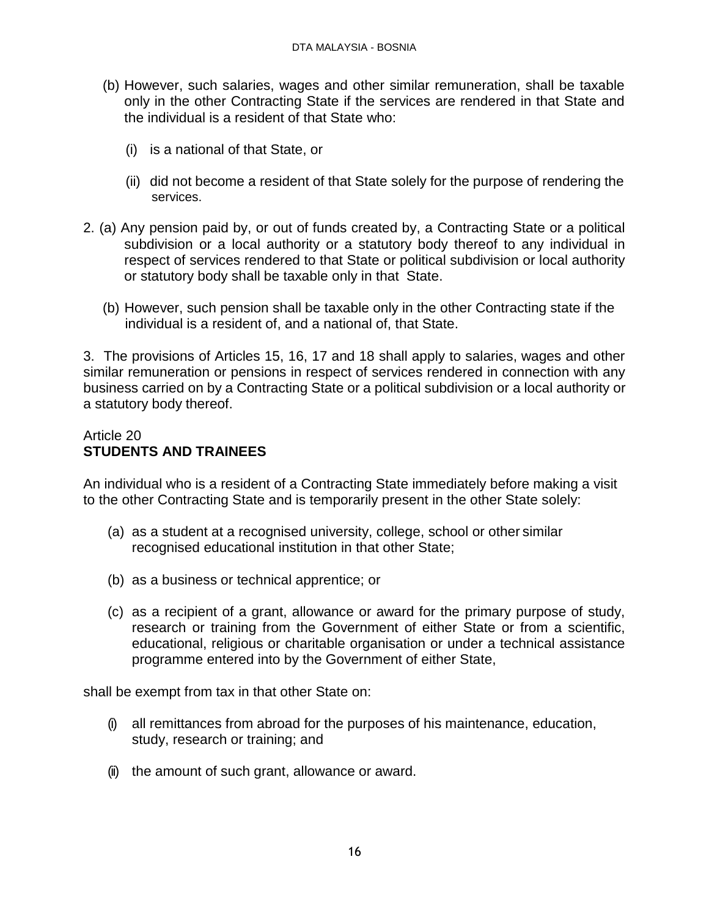(b) However, such salaries, wages and other similar remuneration, shall be taxable only in the other Contracting State if the services are rendered in that State and the individual is a resident of that State who:

   (i) is a national of that State, or

   (ii) did not become a resident of that State solely for the purpose of rendering the services.

2. (a) Any pension paid by, or out of funds created by, a Contracting State or a political subdivision or a local authority or a statutory body thereof to any individual in respect of services rendered to that State or political subdivision or local authority or statutory body shall be taxable only in that State.

   (b) However, such pension shall be taxable only in the other Contracting state if the individual is a resident of, and a national of, that State.

3. The provisions of Articles 15, 16, 17 and 18 shall apply to salaries, wages and other similar remuneration or pensions in respect of services rendered in connection with any business carried on by a Contracting State or a political subdivision or a local authority or a statutory body thereof.

## Article 20
## STUDENTS AND TRAINEES

An individual who is a resident of a Contracting State immediately before making a visit to the other Contracting State and is temporarily present in the other State solely:

(a) as a student at a recognised university, college, school or other similar recognised educational institution in that other State;

(b) as a business or technical apprentice; or

(c) as a recipient of a grant, allowance or award for the primary purpose of study, research or training from the Government of either State or from a scientific, educational, religious or charitable organisation or under a technical assistance programme entered into by the Government of either State,

shall be exempt from tax in that other State on:

(i) all remittances from abroad for the purposes of his maintenance, education, study, research or training; and

(ii) the amount of such grant, allowance or award.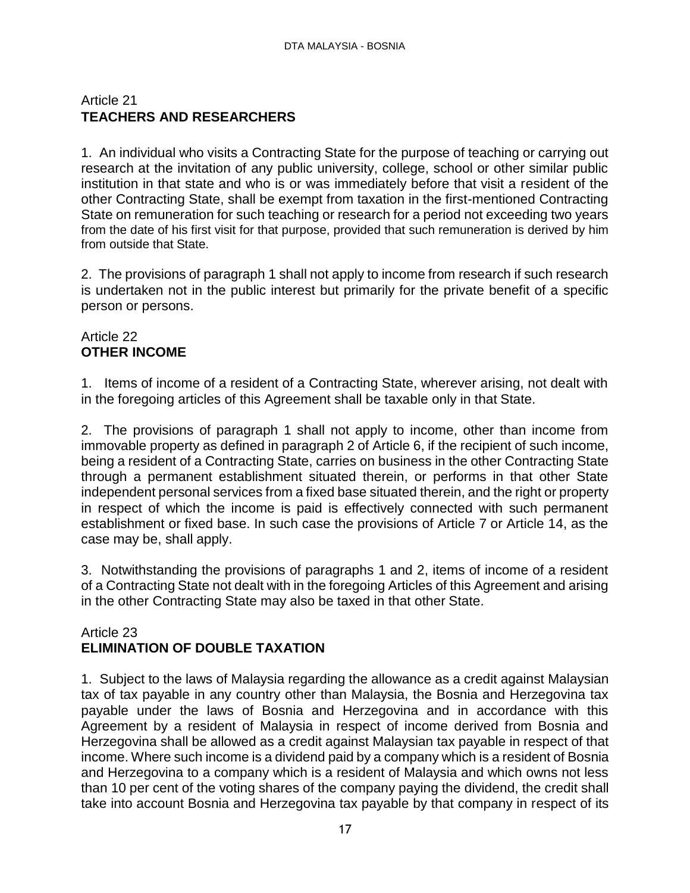## Article 21
## TEACHERS AND RESEARCHERS

1. An individual who visits a Contracting State for the purpose of teaching or carrying out research at the invitation of any public university, college, school or other similar public institution in that state and who is or was immediately before that visit a resident of the other Contracting State, shall be exempt from taxation in the first-mentioned Contracting State on remuneration for such teaching or research for a period not exceeding two years from the date of his first visit for that purpose, provided that such remuneration is derived by him from outside that State.

2. The provisions of paragraph 1 shall not apply to income from research if such research is undertaken not in the public interest but primarily for the private benefit of a specific person or persons.

## Article 22
## OTHER INCOME

1. Items of income of a resident of a Contracting State, wherever arising, not dealt with in the foregoing articles of this Agreement shall be taxable only in that State.

2. The provisions of paragraph 1 shall not apply to income, other than income from immovable property as defined in paragraph 2 of Article 6, if the recipient of such income, being a resident of a Contracting State, carries on business in the other Contracting State through a permanent establishment situated therein, or performs in that other State independent personal services from a fixed base situated therein, and the right or property in respect of which the income is paid is effectively connected with such permanent establishment or fixed base. In such case the provisions of Article 7 or Article 14, as the case may be, shall apply.

3. Notwithstanding the provisions of paragraphs 1 and 2, items of income of a resident of a Contracting State not dealt with in the foregoing Articles of this Agreement and arising in the other Contracting State may also be taxed in that other State.

## Article 23
## ELIMINATION OF DOUBLE TAXATION

1. Subject to the laws of Malaysia regarding the allowance as a credit against Malaysian tax of tax payable in any country other than Malaysia, the Bosnia and Herzegovina tax payable under the laws of Bosnia and Herzegovina and in accordance with this Agreement by a resident of Malaysia in respect of income derived from Bosnia and Herzegovina shall be allowed as a credit against Malaysian tax payable in respect of that income. Where such income is a dividend paid by a company which is a resident of Bosnia and Herzegovina to a company which is a resident of Malaysia and which owns not less than 10 per cent of the voting shares of the company paying the dividend, the credit shall take into account Bosnia and Herzegovina tax payable by that company in respect of its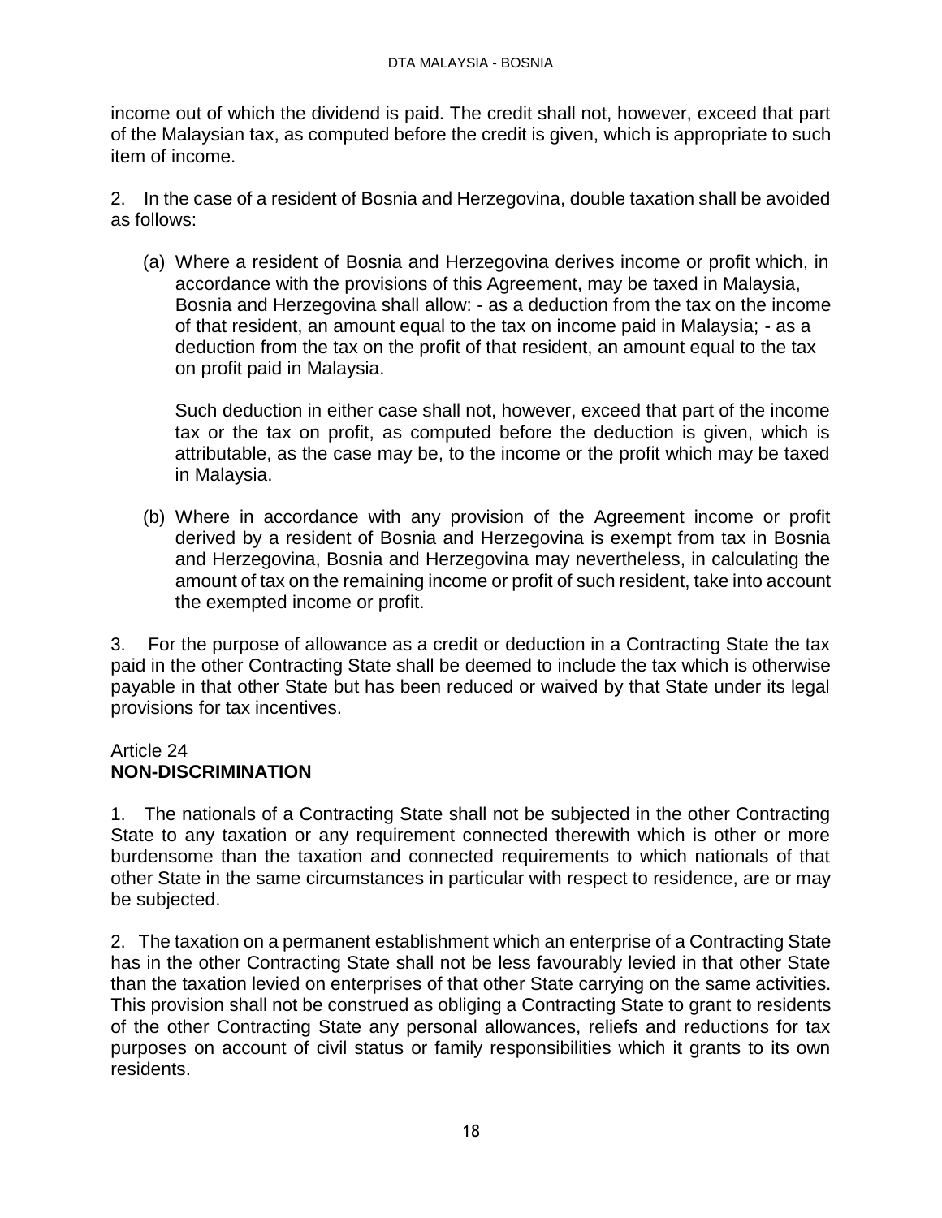income out of which the dividend is paid. The credit shall not, however, exceed that part of the Malaysian tax, as computed before the credit is given, which is appropriate to such item of income.

2. In the case of a resident of Bosnia and Herzegovina, double taxation shall be avoided as follows:

(a) Where a resident of Bosnia and Herzegovina derives income or profit which, in accordance with the provisions of this Agreement, may be taxed in Malaysia, Bosnia and Herzegovina shall allow: - as a deduction from the tax on the income of that resident, an amount equal to the tax on income paid in Malaysia; - as a deduction from the tax on the profit of that resident, an amount equal to the tax on profit paid in Malaysia.

Such deduction in either case shall not, however, exceed that part of the income tax or the tax on profit, as computed before the deduction is given, which is attributable, as the case may be, to the income or the profit which may be taxed in Malaysia.

(b) Where in accordance with any provision of the Agreement income or profit derived by a resident of Bosnia and Herzegovina is exempt from tax in Bosnia and Herzegovina, Bosnia and Herzegovina may nevertheless, in calculating the amount of tax on the remaining income or profit of such resident, take into account the exempted income or profit.

3. For the purpose of allowance as a credit or deduction in a Contracting State the tax paid in the other Contracting State shall be deemed to include the tax which is otherwise payable in that other State but has been reduced or waived by that State under its legal provisions for tax incentives.

Article 24
**NON-DISCRIMINATION**

1. The nationals of a Contracting State shall not be subjected in the other Contracting State to any taxation or any requirement connected therewith which is other or more burdensome than the taxation and connected requirements to which nationals of that other State in the same circumstances in particular with respect to residence, are or may be subjected.

2. The taxation on a permanent establishment which an enterprise of a Contracting State has in the other Contracting State shall not be less favourably levied in that other State than the taxation levied on enterprises of that other State carrying on the same activities. This provision shall not be construed as obliging a Contracting State to grant to residents of the other Contracting State any personal allowances, reliefs and reductions for tax purposes on account of civil status or family responsibilities which it grants to its own residents.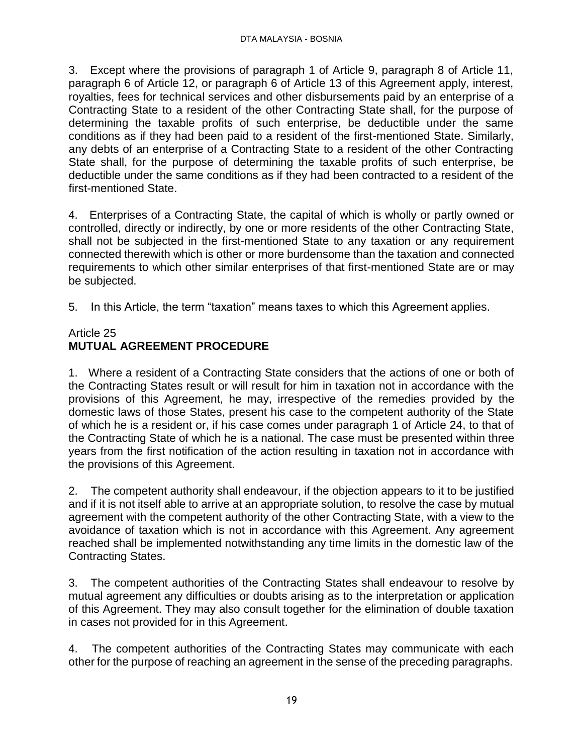3. Except where the provisions of paragraph 1 of Article 9, paragraph 8 of Article 11, paragraph 6 of Article 12, or paragraph 6 of Article 13 of this Agreement apply, interest, royalties, fees for technical services and other disbursements paid by an enterprise of a Contracting State to a resident of the other Contracting State shall, for the purpose of determining the taxable profits of such enterprise, be deductible under the same conditions as if they had been paid to a resident of the first-mentioned State. Similarly, any debts of an enterprise of a Contracting State to a resident of the other Contracting State shall, for the purpose of determining the taxable profits of such enterprise, be deductible under the same conditions as if they had been contracted to a resident of the first-mentioned State.

4. Enterprises of a Contracting State, the capital of which is wholly or partly owned or controlled, directly or indirectly, by one or more residents of the other Contracting State, shall not be subjected in the first-mentioned State to any taxation or any requirement connected therewith which is other or more burdensome than the taxation and connected requirements to which other similar enterprises of that first-mentioned State are or may be subjected.

5. In this Article, the term "taxation" means taxes to which this Agreement applies.

Article 25
## MUTUAL AGREEMENT PROCEDURE

1. Where a resident of a Contracting State considers that the actions of one or both of the Contracting States result or will result for him in taxation not in accordance with the provisions of this Agreement, he may, irrespective of the remedies provided by the domestic laws of those States, present his case to the competent authority of the State of which he is a resident or, if his case comes under paragraph 1 of Article 24, to that of the Contracting State of which he is a national. The case must be presented within three years from the first notification of the action resulting in taxation not in accordance with the provisions of this Agreement.

2. The competent authority shall endeavour, if the objection appears to it to be justified and if it is not itself able to arrive at an appropriate solution, to resolve the case by mutual agreement with the competent authority of the other Contracting State, with a view to the avoidance of taxation which is not in accordance with this Agreement. Any agreement reached shall be implemented notwithstanding any time limits in the domestic law of the Contracting States.

3. The competent authorities of the Contracting States shall endeavour to resolve by mutual agreement any difficulties or doubts arising as to the interpretation or application of this Agreement. They may also consult together for the elimination of double taxation in cases not provided for in this Agreement.

4. The competent authorities of the Contracting States may communicate with each other for the purpose of reaching an agreement in the sense of the preceding paragraphs.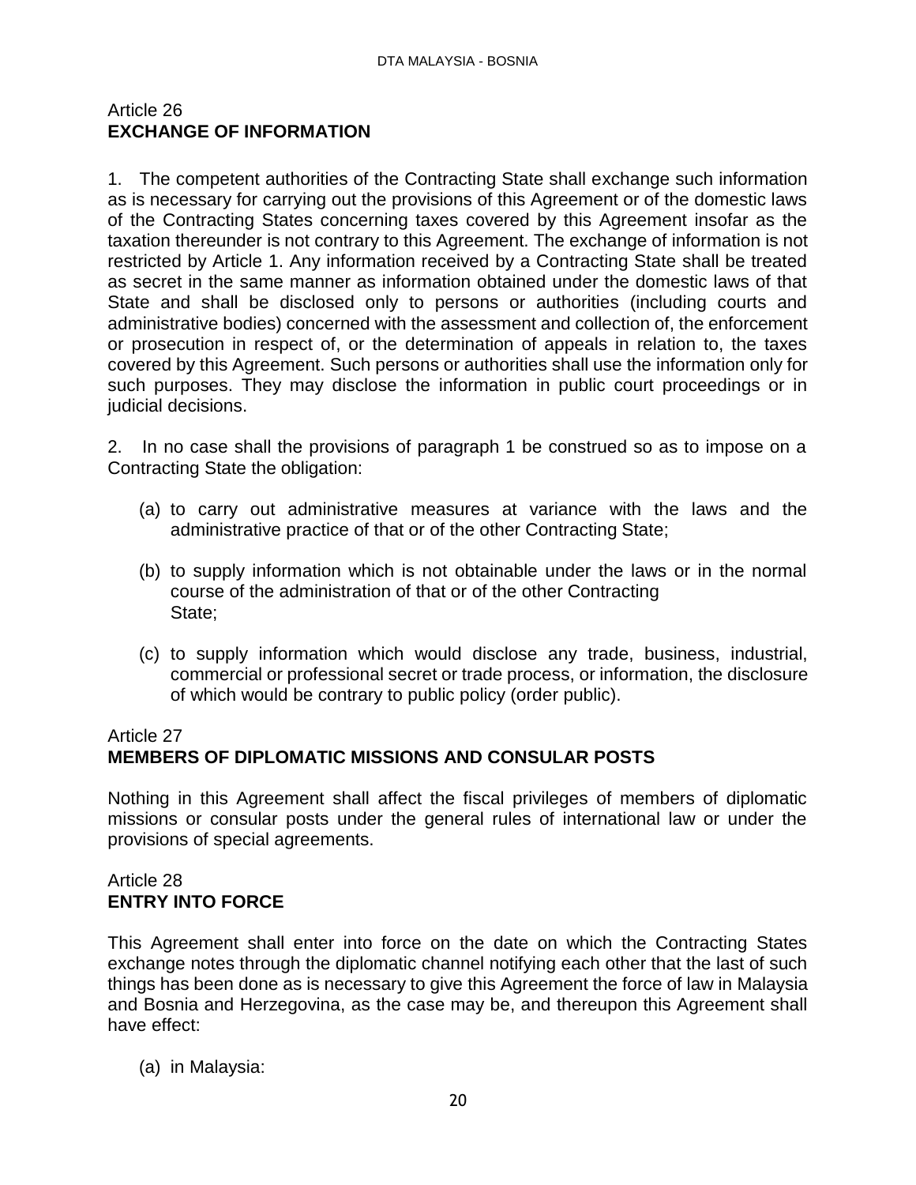## Article 26
## EXCHANGE OF INFORMATION

1. The competent authorities of the Contracting State shall exchange such information as is necessary for carrying out the provisions of this Agreement or of the domestic laws of the Contracting States concerning taxes covered by this Agreement insofar as the taxation thereunder is not contrary to this Agreement. The exchange of information is not restricted by Article 1. Any information received by a Contracting State shall be treated as secret in the same manner as information obtained under the domestic laws of that State and shall be disclosed only to persons or authorities (including courts and administrative bodies) concerned with the assessment and collection of, the enforcement or prosecution in respect of, or the determination of appeals in relation to, the taxes covered by this Agreement. Such persons or authorities shall use the information only for such purposes. They may disclose the information in public court proceedings or in judicial decisions.

2. In no case shall the provisions of paragraph 1 be construed so as to impose on a Contracting State the obligation:

(a) to carry out administrative measures at variance with the laws and the administrative practice of that or of the other Contracting State;

(b) to supply information which is not obtainable under the laws or in the normal course of the administration of that or of the other Contracting State;

(c) to supply information which would disclose any trade, business, industrial, commercial or professional secret or trade process, or information, the disclosure of which would be contrary to public policy (order public).

## Article 27
## MEMBERS OF DIPLOMATIC MISSIONS AND CONSULAR POSTS

Nothing in this Agreement shall affect the fiscal privileges of members of diplomatic missions or consular posts under the general rules of international law or under the provisions of special agreements.

## Article 28
## ENTRY INTO FORCE

This Agreement shall enter into force on the date on which the Contracting States exchange notes through the diplomatic channel notifying each other that the last of such things has been done as is necessary to give this Agreement the force of law in Malaysia and Bosnia and Herzegovina, as the case may be, and thereupon this Agreement shall have effect:

(a) in Malaysia: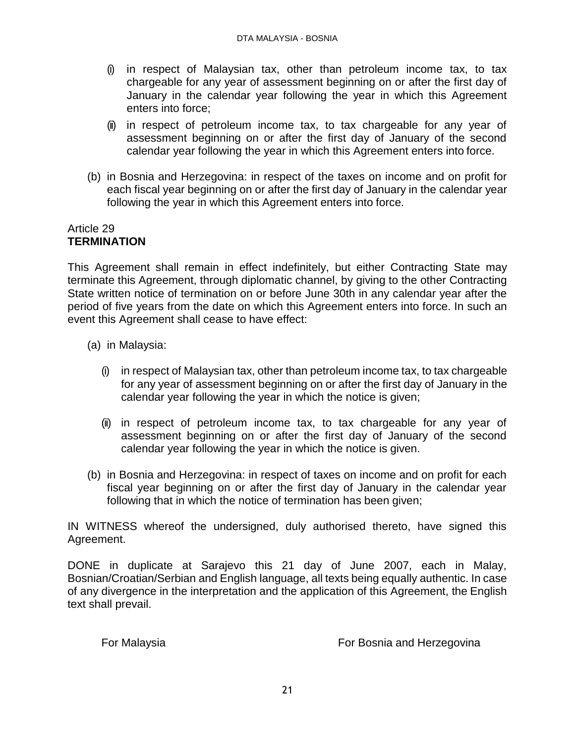(i) in respect of Malaysian tax, other than petroleum income tax, to tax chargeable for any year of assessment beginning on or after the first day of January in the calendar year following the year in which this Agreement enters into force;

(ii) in respect of petroleum income tax, to tax chargeable for any year of assessment beginning on or after the first day of January of the second calendar year following the year in which this Agreement enters into force.

(b) in Bosnia and Herzegovina: in respect of the taxes on income and on profit for each fiscal year beginning on or after the first day of January in the calendar year following the year in which this Agreement enters into force.

Article 29
**TERMINATION**

This Agreement shall remain in effect indefinitely, but either Contracting State may terminate this Agreement, through diplomatic channel, by giving to the other Contracting State written notice of termination on or before June 30th in any calendar year after the period of five years from the date on which this Agreement enters into force. In such an event this Agreement shall cease to have effect:

(a) in Malaysia:

(i) in respect of Malaysian tax, other than petroleum income tax, to tax chargeable for any year of assessment beginning on or after the first day of January in the calendar year following the year in which the notice is given;

(ii) in respect of petroleum income tax, to tax chargeable for any year of assessment beginning on or after the first day of January of the second calendar year following the year in which the notice is given.

(b) in Bosnia and Herzegovina: in respect of taxes on income and on profit for each fiscal year beginning on or after the first day of January in the calendar year following that in which the notice of termination has been given;

IN WITNESS whereof the undersigned, duly authorised thereto, have signed this Agreement.

DONE in duplicate at Sarajevo this 21 day of June 2007, each in Malay, Bosnian/Croatian/Serbian and English language, all texts being equally authentic. In case of any divergence in the interpretation and the application of this Agreement, the English text shall prevail.

For Malaysia

For Bosnia and Herzegovina